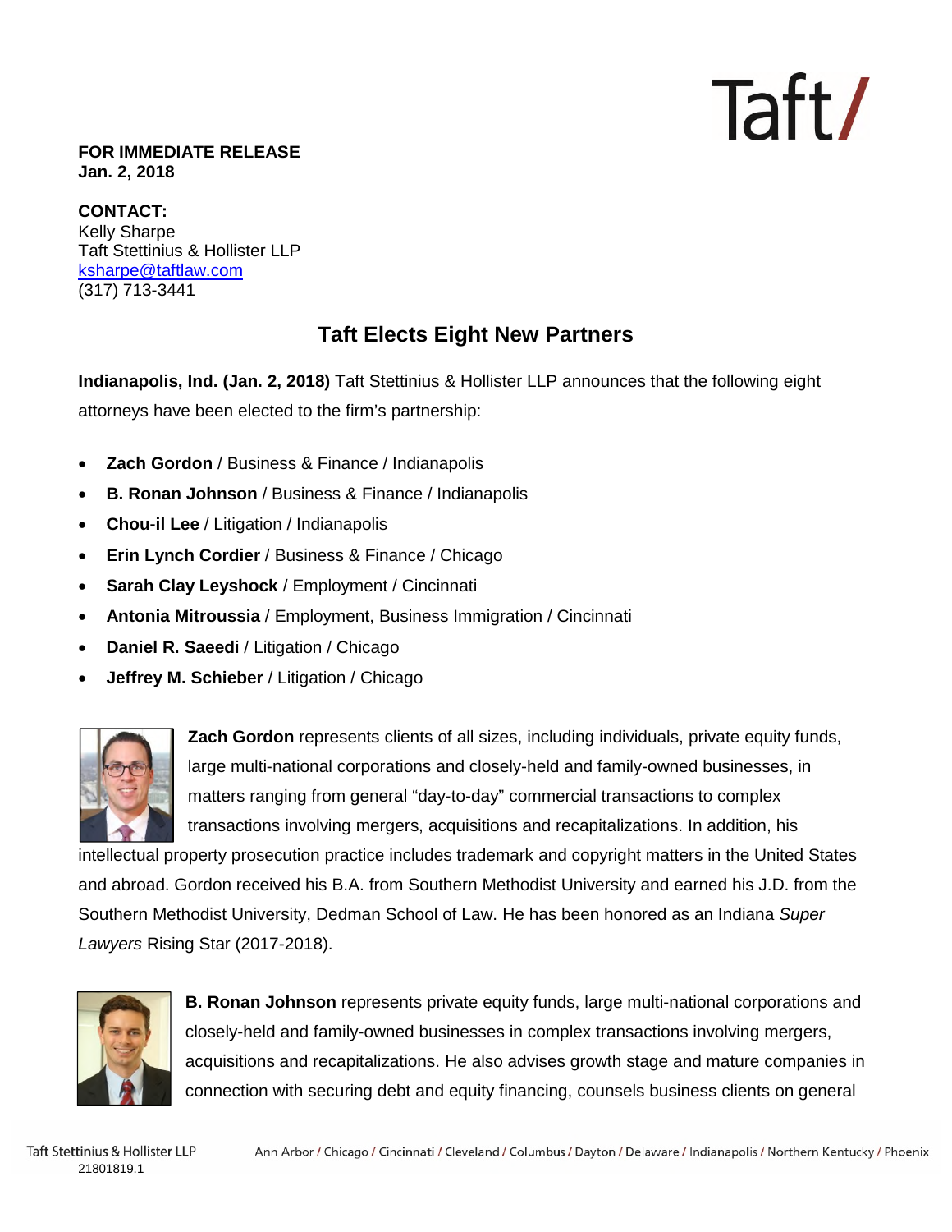**FOR IMMEDIATE RELEASE**
**Jan. 2, 2018**

**CONTACT:**
Kelly Sharpe
Taft Stettinius & Hollister LLP
ksharpe@taftlaw.com
(317) 713-3441

# Taft Elects Eight New Partners

**Indianapolis, Ind. (Jan. 2, 2018)** Taft Stettinius & Hollister LLP announces that the following eight attorneys have been elected to the firm's partnership:

- **Zach Gordon** / Business & Finance / Indianapolis
- **B. Ronan Johnson** / Business & Finance / Indianapolis
- **Chou-il Lee** / Litigation / Indianapolis
- **Erin Lynch Cordier** / Business & Finance / Chicago
- **Sarah Clay Leyshock** / Employment / Cincinnati
- **Antonia Mitroussia** / Employment, Business Immigration / Cincinnati
- **Daniel R. Saeedi** / Litigation / Chicago
- **Jeffrey M. Schieber** / Litigation / Chicago

**Zach Gordon** represents clients of all sizes, including individuals, private equity funds, large multi-national corporations and closely-held and family-owned businesses, in matters ranging from general "day-to-day" commercial transactions to complex transactions involving mergers, acquisitions and recapitalizations. In addition, his intellectual property prosecution practice includes trademark and copyright matters in the United States and abroad. Gordon received his B.A. from Southern Methodist University and earned his J.D. from the Southern Methodist University, Dedman School of Law. He has been honored as an Indiana *Super Lawyers* Rising Star (2017-2018).

**B. Ronan Johnson** represents private equity funds, large multi-national corporations and closely-held and family-owned businesses in complex transactions involving mergers, acquisitions and recapitalizations. He also advises growth stage and mature companies in connection with securing debt and equity financing, counsels business clients on general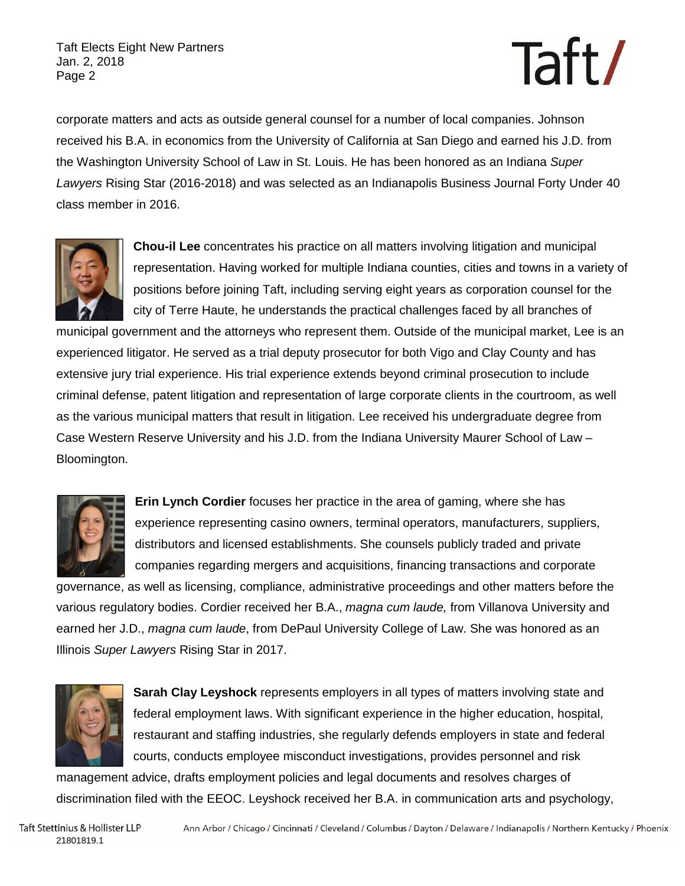corporate matters and acts as outside general counsel for a number of local companies. Johnson received his B.A. in economics from the University of California at San Diego and earned his J.D. from the Washington University School of Law in St. Louis. He has been honored as an Indiana *Super Lawyers* Rising Star (2016-2018) and was selected as an Indianapolis Business Journal Forty Under 40 class member in 2016.

**Chou-il Lee** concentrates his practice on all matters involving litigation and municipal representation. Having worked for multiple Indiana counties, cities and towns in a variety of positions before joining Taft, including serving eight years as corporation counsel for the city of Terre Haute, he understands the practical challenges faced by all branches of municipal government and the attorneys who represent them. Outside of the municipal market, Lee is an experienced litigator. He served as a trial deputy prosecutor for both Vigo and Clay County and has extensive jury trial experience. His trial experience extends beyond criminal prosecution to include criminal defense, patent litigation and representation of large corporate clients in the courtroom, as well as the various municipal matters that result in litigation. Lee received his undergraduate degree from Case Western Reserve University and his J.D. from the Indiana University Maurer School of Law – Bloomington.

**Erin Lynch Cordier** focuses her practice in the area of gaming, where she has experience representing casino owners, terminal operators, manufacturers, suppliers, distributors and licensed establishments. She counsels publicly traded and private companies regarding mergers and acquisitions, financing transactions and corporate governance, as well as licensing, compliance, administrative proceedings and other matters before the various regulatory bodies. Cordier received her B.A., *magna cum laude,* from Villanova University and earned her J.D., *magna cum laude*, from DePaul University College of Law. She was honored as an Illinois *Super Lawyers* Rising Star in 2017.

**Sarah Clay Leyshock** represents employers in all types of matters involving state and federal employment laws. With significant experience in the higher education, hospital, restaurant and staffing industries, she regularly defends employers in state and federal courts, conducts employee misconduct investigations, provides personnel and risk management advice, drafts employment policies and legal documents and resolves charges of discrimination filed with the EEOC. Leyshock received her B.A. in communication arts and psychology,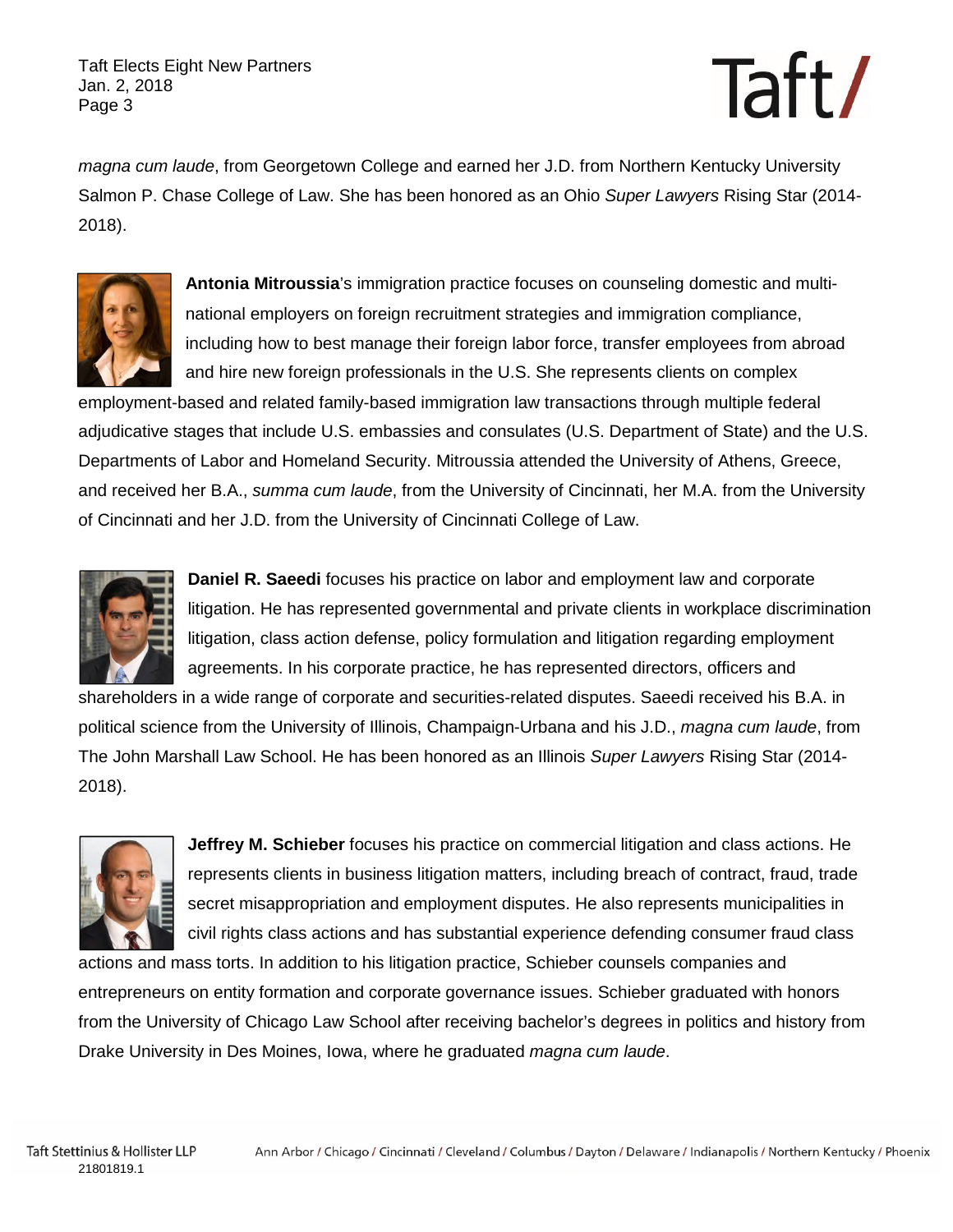*magna cum laude*, from Georgetown College and earned her J.D. from Northern Kentucky University Salmon P. Chase College of Law. She has been honored as an Ohio *Super Lawyers* Rising Star (2014-2018).

**Antonia Mitroussia**'s immigration practice focuses on counseling domestic and multi-national employers on foreign recruitment strategies and immigration compliance, including how to best manage their foreign labor force, transfer employees from abroad and hire new foreign professionals in the U.S. She represents clients on complex employment-based and related family-based immigration law transactions through multiple federal adjudicative stages that include U.S. embassies and consulates (U.S. Department of State) and the U.S. Departments of Labor and Homeland Security. Mitroussia attended the University of Athens, Greece, and received her B.A., *summa cum laude*, from the University of Cincinnati, her M.A. from the University of Cincinnati and her J.D. from the University of Cincinnati College of Law.

**Daniel R. Saeedi** focuses his practice on labor and employment law and corporate litigation. He has represented governmental and private clients in workplace discrimination litigation, class action defense, policy formulation and litigation regarding employment agreements. In his corporate practice, he has represented directors, officers and shareholders in a wide range of corporate and securities-related disputes. Saeedi received his B.A. in political science from the University of Illinois, Champaign-Urbana and his J.D., *magna cum laude*, from The John Marshall Law School. He has been honored as an Illinois *Super Lawyers* Rising Star (2014-2018).

**Jeffrey M. Schieber** focuses his practice on commercial litigation and class actions. He represents clients in business litigation matters, including breach of contract, fraud, trade secret misappropriation and employment disputes. He also represents municipalities in civil rights class actions and has substantial experience defending consumer fraud class actions and mass torts. In addition to his litigation practice, Schieber counsels companies and entrepreneurs on entity formation and corporate governance issues. Schieber graduated with honors from the University of Chicago Law School after receiving bachelor's degrees in politics and history from Drake University in Des Moines, Iowa, where he graduated *magna cum laude*.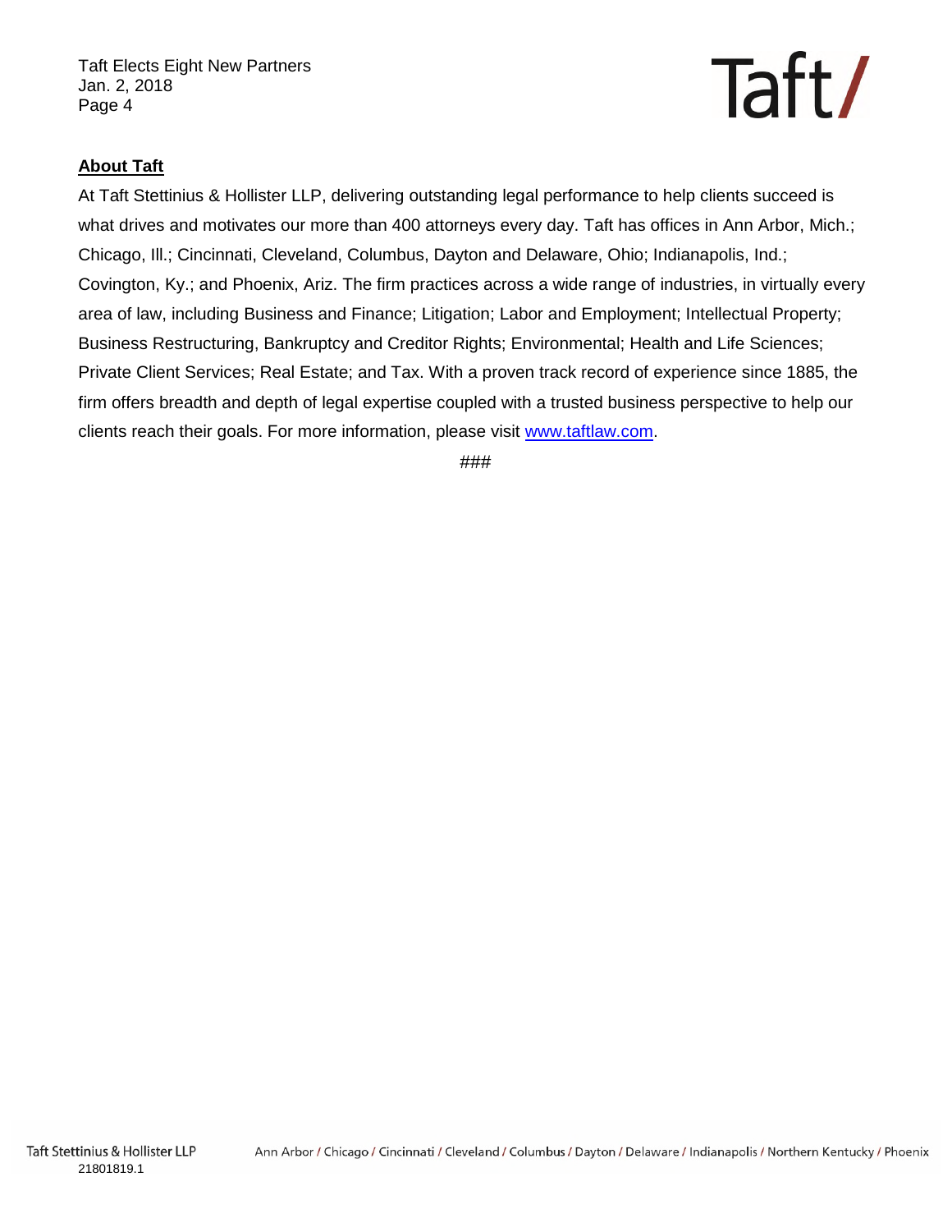## About Taft

At Taft Stettinius & Hollister LLP, delivering outstanding legal performance to help clients succeed is what drives and motivates our more than 400 attorneys every day. Taft has offices in Ann Arbor, Mich.; Chicago, Ill.; Cincinnati, Cleveland, Columbus, Dayton and Delaware, Ohio; Indianapolis, Ind.; Covington, Ky.; and Phoenix, Ariz. The firm practices across a wide range of industries, in virtually every area of law, including Business and Finance; Litigation; Labor and Employment; Intellectual Property; Business Restructuring, Bankruptcy and Creditor Rights; Environmental; Health and Life Sciences; Private Client Services; Real Estate; and Tax. With a proven track record of experience since 1885, the firm offers breadth and depth of legal expertise coupled with a trusted business perspective to help our clients reach their goals. For more information, please visit [www.taftlaw.com](http://www.taftlaw.com).

###